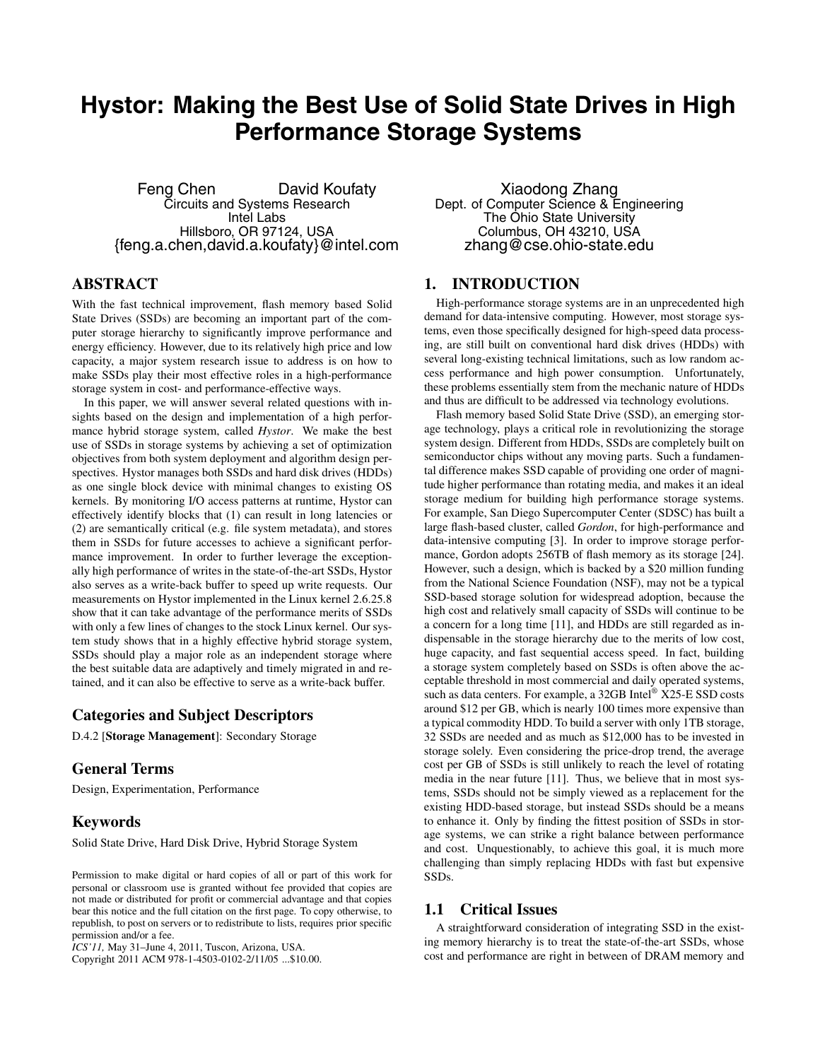# Hystor: Making the Best Use of Solid State Drives in High Performance Storage Systems

Feng Chen, David Koufaty
Circuits and Systems Research
Intel Labs
Hillsboro, OR 97124, USA
{feng.a.chen,david.a.koufaty}@intel.com

Xiaodong Zhang
Dept. of Computer Science & Engineering
The Ohio State University
Columbus, OH 43210, USA
zhang@cse.ohio-state.edu

## ABSTRACT

With the fast technical improvement, flash memory based Solid State Drives (SSDs) are becoming an important part of the computer storage hierarchy to significantly improve performance and energy efficiency. However, due to its relatively high price and low capacity, a major system research issue to address is on how to make SSDs play their most effective roles in a high-performance storage system in cost- and performance-effective ways.

In this paper, we will answer several related questions with insights based on the design and implementation of a high performance hybrid storage system, called *Hystor*. We make the best use of SSDs in storage systems by achieving a set of optimization objectives from both system deployment and algorithm design perspectives. Hystor manages both SSDs and hard disk drives (HDDs) as one single block device with minimal changes to existing OS kernels. By monitoring I/O access patterns at runtime, Hystor can effectively identify blocks that (1) can result in long latencies or (2) are semantically critical (e.g. file system metadata), and stores them in SSDs for future accesses to achieve a significant performance improvement. In order to further leverage the exceptionally high performance of writes in the state-of-the-art SSDs, Hystor also serves as a write-back buffer to speed up write requests. Our measurements on Hystor implemented in the Linux kernel 2.6.25.8 show that it can take advantage of the performance merits of SSDs with only a few lines of changes to the stock Linux kernel. Our system study shows that in a highly effective hybrid storage system, SSDs should play a major role as an independent storage where the best suitable data are adaptively and timely migrated in and retained, and it can also be effective to serve as a write-back buffer.

### Categories and Subject Descriptors

D.4.2 [**Storage Management**]: Secondary Storage

### General Terms

Design, Experimentation, Performance

### Keywords

Solid State Drive, Hard Disk Drive, Hybrid Storage System

Permission to make digital or hard copies of all or part of this work for personal or classroom use is granted without fee provided that copies are not made or distributed for profit or commercial advantage and that copies bear this notice and the full citation on the first page. To copy otherwise, to republish, to post on servers or to redistribute to lists, requires prior specific permission and/or a fee.
*ICS'11,* May 31–June 4, 2011, Tuscon, Arizona, USA.
Copyright 2011 ACM 978-1-4503-0102-2/11/05 ...$10.00.

## 1. INTRODUCTION

High-performance storage systems are in an unprecedented high demand for data-intensive computing. However, most storage systems, even those specifically designed for high-speed data processing, are still built on conventional hard disk drives (HDDs) with several long-existing technical limitations, such as low random access performance and high power consumption. Unfortunately, these problems essentially stem from the mechanic nature of HDDs and thus are difficult to be addressed via technology evolutions.

Flash memory based Solid State Drive (SSD), an emerging storage technology, plays a critical role in revolutionizing the storage system design. Different from HDDs, SSDs are completely built on semiconductor chips without any moving parts. Such a fundamental difference makes SSD capable of providing one order of magnitude higher performance than rotating media, and makes it an ideal storage medium for building high performance storage systems. For example, San Diego Supercomputer Center (SDSC) has built a large flash-based cluster, called *Gordon*, for high-performance and data-intensive computing [3]. In order to improve storage performance, Gordon adopts 256TB of flash memory as its storage [24]. However, such a design, which is backed by a $20 million funding from the National Science Foundation (NSF), may not be a typical SSD-based storage solution for widespread adoption, because the high cost and relatively small capacity of SSDs will continue to be a concern for a long time [11], and HDDs are still regarded as indispensable in the storage hierarchy due to the merits of low cost, huge capacity, and fast sequential access speed. In fact, building a storage system completely based on SSDs is often above the acceptable threshold in most commercial and daily operated systems, such as data centers. For example, a 32GB Intel® X25-E SSD costs around $12 per GB, which is nearly 100 times more expensive than a typical commodity HDD. To build a server with only 1TB storage, 32 SSDs are needed and as much as $12,000 has to be invested in storage solely. Even considering the price-drop trend, the average cost per GB of SSDs is still unlikely to reach the level of rotating media in the near future [11]. Thus, we believe that in most systems, SSDs should not be simply viewed as a replacement for the existing HDD-based storage, but instead SSDs should be a means to enhance it. Only by finding the fittest position of SSDs in storage systems, we can strike a right balance between performance and cost. Unquestionably, to achieve this goal, it is much more challenging than simply replacing HDDs with fast but expensive SSDs.

### 1.1 Critical Issues

A straightforward consideration of integrating SSD in the existing memory hierarchy is to treat the state-of-the-art SSDs, whose cost and performance are right in between of DRAM memory and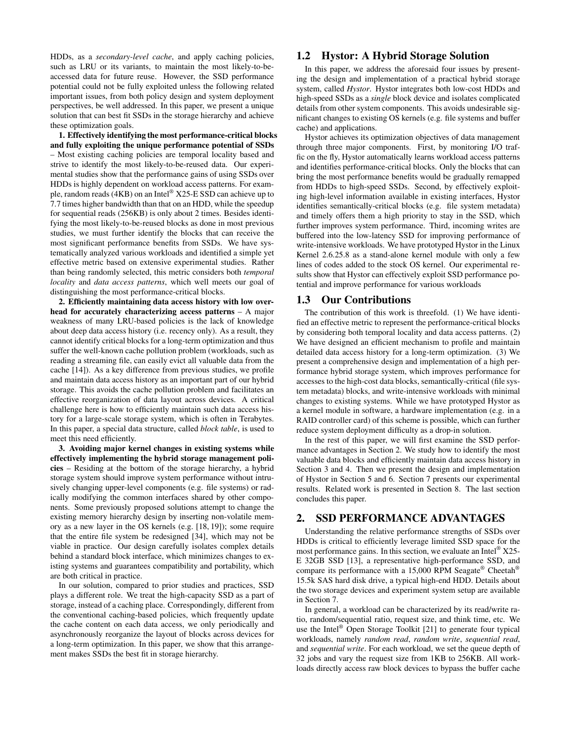HDDs, as a *secondary-level cache*, and apply caching policies, such as LRU or its variants, to maintain the most likely-to-be-accessed data for future reuse. However, the SSD performance potential could not be fully exploited unless the following related important issues, from both policy design and system deployment perspectives, be well addressed. In this paper, we present a unique solution that can best fit SSDs in the storage hierarchy and achieve these optimization goals.

**1. Effectively identifying the most performance-critical blocks and fully exploiting the unique performance potential of SSDs** – Most existing caching policies are temporal locality based and strive to identify the most likely-to-be-reused data. Our experimental studies show that the performance gains of using SSDs over HDDs is highly dependent on workload access patterns. For example, random reads (4KB) on an Intel® X25-E SSD can achieve up to 7.7 times higher bandwidth than that on an HDD, while the speedup for sequential reads (256KB) is only about 2 times. Besides identifying the most likely-to-be-reused blocks as done in most previous studies, we must further identify the blocks that can receive the most significant performance benefits from SSDs. We have systematically analyzed various workloads and identified a simple yet effective metric based on extensive experimental studies. Rather than being randomly selected, this metric considers both *temporal locality* and *data access patterns*, which well meets our goal of distinguishing the most performance-critical blocks.

**2. Efficiently maintaining data access history with low overhead for accurately characterizing access patterns** – A major weakness of many LRU-based policies is the lack of knowledge about deep data access history (i.e. recency only). As a result, they cannot identify critical blocks for a long-term optimization and thus suffer the well-known cache pollution problem (workloads, such as reading a streaming file, can easily evict all valuable data from the cache [14]). As a key difference from previous studies, we profile and maintain data access history as an important part of our hybrid storage. This avoids the cache pollution problem and facilitates an effective reorganization of data layout across devices. A critical challenge here is how to efficiently maintain such data access history for a large-scale storage system, which is often in Terabytes. In this paper, a special data structure, called *block table*, is used to meet this need efficiently.

**3. Avoiding major kernel changes in existing systems while effectively implementing the hybrid storage management policies** – Residing at the bottom of the storage hierarchy, a hybrid storage system should improve system performance without intrusively changing upper-level components (e.g. file systems) or radically modifying the common interfaces shared by other components. Some previously proposed solutions attempt to change the existing memory hierarchy design by inserting non-volatile memory as a new layer in the OS kernels (e.g. [18, 19]); some require that the entire file system be redesigned [34], which may not be viable in practice. Our design carefully isolates complex details behind a standard block interface, which minimizes changes to existing systems and guarantees compatibility and portability, which are both critical in practice.

In our solution, compared to prior studies and practices, SSD plays a different role. We treat the high-capacity SSD as a part of storage, instead of a caching place. Correspondingly, different from the conventional caching-based policies, which frequently update the cache content on each data access, we only periodically and asynchronously reorganize the layout of blocks across devices for a long-term optimization. In this paper, we show that this arrangement makes SSDs the best fit in storage hierarchy.

## 1.2 Hystor: A Hybrid Storage Solution

In this paper, we address the aforesaid four issues by presenting the design and implementation of a practical hybrid storage system, called *Hystor*. Hystor integrates both low-cost HDDs and high-speed SSDs as a *single* block device and isolates complicated details from other system components. This avoids undesirable significant changes to existing OS kernels (e.g. file systems and buffer cache) and applications.

Hystor achieves its optimization objectives of data management through three major components. First, by monitoring I/O traffic on the fly, Hystor automatically learns workload access patterns and identifies performance-critical blocks. Only the blocks that can bring the most performance benefits would be gradually remapped from HDDs to high-speed SSDs. Second, by effectively exploiting high-level information available in existing interfaces, Hystor identifies semantically-critical blocks (e.g. file system metadata) and timely offers them a high priority to stay in the SSD, which further improves system performance. Third, incoming writes are buffered into the low-latency SSD for improving performance of write-intensive workloads. We have prototyped Hystor in the Linux Kernel 2.6.25.8 as a stand-alone kernel module with only a few lines of codes added to the stock OS kernel. Our experimental results show that Hystor can effectively exploit SSD performance potential and improve performance for various workloads

## 1.3 Our Contributions

The contribution of this work is threefold. (1) We have identified an effective metric to represent the performance-critical blocks by considering both temporal locality and data access patterns. (2) We have designed an efficient mechanism to profile and maintain detailed data access history for a long-term optimization. (3) We present a comprehensive design and implementation of a high performance hybrid storage system, which improves performance for accesses to the high-cost data blocks, semantically-critical (file system metadata) blocks, and write-intensive workloads with minimal changes to existing systems. While we have prototyped Hystor as a kernel module in software, a hardware implementation (e.g. in a RAID controller card) of this scheme is possible, which can further reduce system deployment difficulty as a drop-in solution.

In the rest of this paper, we will first examine the SSD performance advantages in Section 2. We study how to identify the most valuable data blocks and efficiently maintain data access history in Section 3 and 4. Then we present the design and implementation of Hystor in Section 5 and 6. Section 7 presents our experimental results. Related work is presented in Section 8. The last section concludes this paper.

# 2. SSD PERFORMANCE ADVANTAGES

Understanding the relative performance strengths of SSDs over HDDs is critical to efficiently leverage limited SSD space for the most performance gains. In this section, we evaluate an Intel® X25-E 32GB SSD [13], a representative high-performance SSD, and compare its performance with a 15,000 RPM Seagate® Cheetah® 15.5k SAS hard disk drive, a typical high-end HDD. Details about the two storage devices and experiment system setup are available in Section 7.

In general, a workload can be characterized by its read/write ratio, random/sequential ratio, request size, and think time, etc. We use the Intel® Open Storage Toolkit [21] to generate four typical workloads, namely *random read*, *random write*, *sequential read*, and *sequential write*. For each workload, we set the queue depth of 32 jobs and vary the request size from 1KB to 256KB. All workloads directly access raw block devices to bypass the buffer cache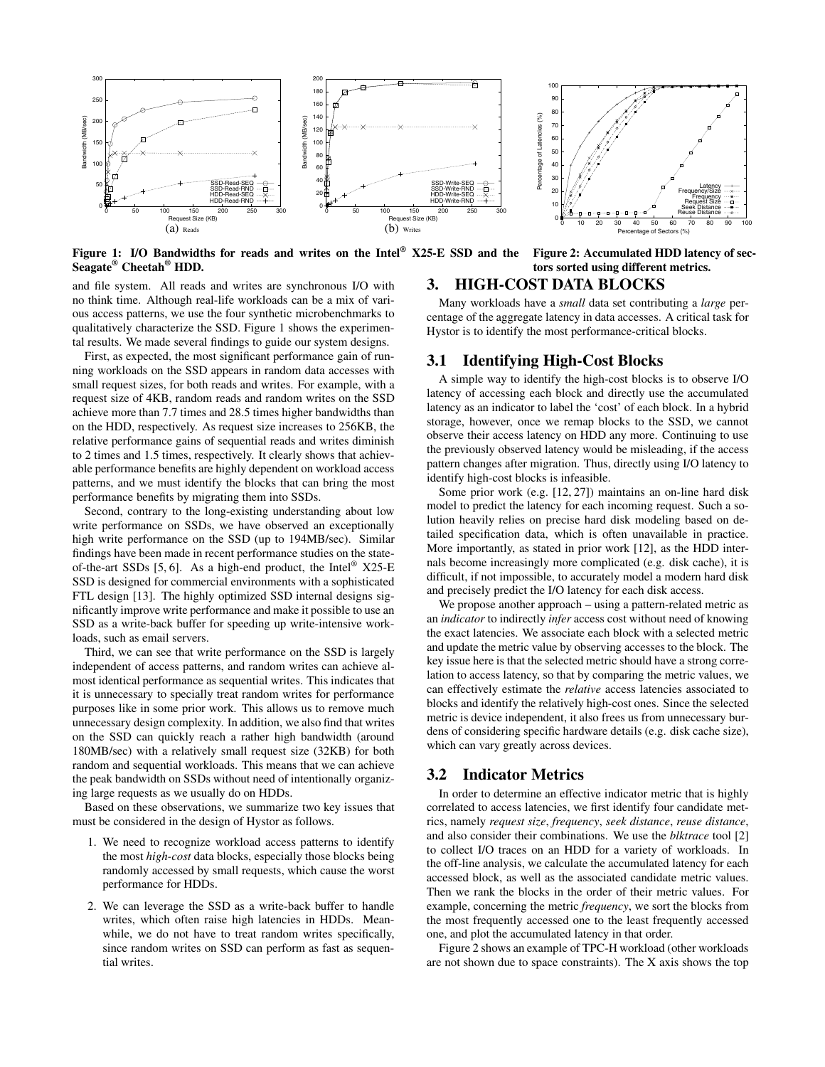300
250
200
150
100
50
0
Bandwidth (MB/sec)
0 50 100 150 200 250 300
Request Size (KB)
SSD-Read-SEQ
SSD-Read-RND
HDD-Read-SEQ
HDD-Read-RND

(a) Reads

200
180
160
140
120
100
80
60
40
20
0
Bandwidth (MB/sec)
0 50 100 150 200 250 300
Request Size (KB)
SSD-Write-SEQ
SSD-Write-RND
HDD-Write-SEQ
HDD-Write-RND

(b) Writes

**Figure 1: I/O Bandwidths for reads and writes on the Intel® X25-E SSD and the Seagate® Cheetah® HDD.**

100
90
80
70
60
50
40
30
20
10
0
Percentage of Latencies (%)
0 10 20 30 40 50 60 70 80 90 100
Percentage of Sectors (%)
Latency
Frequency/Size
Frequency
Request Size
Seek Distance
Reuse Distance

**Figure 2: Accumulated HDD latency of sectors sorted using different metrics.**

and file system. All reads and writes are synchronous I/O with no think time. Although real-life workloads can be a mix of various access patterns, we use the four synthetic microbenchmarks to qualitatively characterize the SSD. Figure 1 shows the experimental results. We made several findings to guide our system designs.

First, as expected, the most significant performance gain of running workloads on the SSD appears in random data accesses with small request sizes, for both reads and writes. For example, with a request size of 4KB, random reads and random writes on the SSD achieve more than 7.7 times and 28.5 times higher bandwidths than on the HDD, respectively. As request size increases to 256KB, the relative performance gains of sequential reads and writes diminish to 2 times and 1.5 times, respectively. It clearly shows that achievable performance benefits are highly dependent on workload access patterns, and we must identify the blocks that can bring the most performance benefits by migrating them into SSDs.

Second, contrary to the long-existing understanding about low write performance on SSDs, we have observed an exceptionally high write performance on the SSD (up to 194MB/sec). Similar findings have been made in recent performance studies on the state-of-the-art SSDs [5, 6]. As a high-end product, the Intel® X25-E SSD is designed for commercial environments with a sophisticated FTL design [13]. The highly optimized SSD internal designs significantly improve write performance and make it possible to use an SSD as a write-back buffer for speeding up write-intensive workloads, such as email servers.

Third, we can see that write performance on the SSD is largely independent of access patterns, and random writes can achieve almost identical performance as sequential writes. This indicates that it is unnecessary to specially treat random writes for performance purposes like in some prior work. This allows us to remove much unnecessary design complexity. In addition, we also find that writes on the SSD can quickly reach a rather high bandwidth (around 180MB/sec) with a relatively small request size (32KB) for both random and sequential workloads. This means that we can achieve the peak bandwidth on SSDs without need of intentionally organizing large requests as we usually do on HDDs.

Based on these observations, we summarize two key issues that must be considered in the design of Hystor as follows.

1. We need to recognize workload access patterns to identify the most *high-cost* data blocks, especially those blocks being randomly accessed by small requests, which cause the worst performance for HDDs.
2. We can leverage the SSD as a write-back buffer to handle writes, which often raise high latencies in HDDs. Meanwhile, we do not have to treat random writes specifically, since random writes on SSD can perform as fast as sequential writes.

## 3. HIGH-COST DATA BLOCKS

Many workloads have a *small* data set contributing a *large* percentage of the aggregate latency in data accesses. A critical task for Hystor is to identify the most performance-critical blocks.

### 3.1 Identifying High-Cost Blocks

A simple way to identify the high-cost blocks is to observe I/O latency of accessing each block and directly use the accumulated latency as an indicator to label the 'cost' of each block. In a hybrid storage, however, once we remap blocks to the SSD, we cannot observe their access latency on HDD any more. Continuing to use the previously observed latency would be misleading, if the access pattern changes after migration. Thus, directly using I/O latency to identify high-cost blocks is infeasible.

Some prior work (e.g. [12, 27]) maintains an on-line hard disk model to predict the latency for each incoming request. Such a solution heavily relies on precise hard disk modeling based on detailed specification data, which is often unavailable in practice. More importantly, as stated in prior work [12], as the HDD internals become increasingly more complicated (e.g. disk cache), it is difficult, if not impossible, to accurately model a modern hard disk and precisely predict the I/O latency for each disk access.

We propose another approach – using a pattern-related metric as an *indicator* to indirectly *infer* access cost without need of knowing the exact latencies. We associate each block with a selected metric and update the metric value by observing accesses to the block. The key issue here is that the selected metric should have a strong correlation to access latency, so that by comparing the metric values, we can effectively estimate the *relative* access latencies associated to blocks and identify the relatively high-cost ones. Since the selected metric is device independent, it also frees us from unnecessary burdens of considering specific hardware details (e.g. disk cache size), which can vary greatly across devices.

### 3.2 Indicator Metrics

In order to determine an effective indicator metric that is highly correlated to access latencies, we first identify four candidate metrics, namely *request size*, *frequency*, *seek distance*, *reuse distance*, and also consider their combinations. We use the *blktrace* tool [2] to collect I/O traces on an HDD for a variety of workloads. In the off-line analysis, we calculate the accumulated latency for each accessed block, as well as the associated candidate metric values. Then we rank the blocks in the order of their metric values. For example, concerning the metric *frequency*, we sort the blocks from the most frequently accessed one to the least frequently accessed one, and plot the accumulated latency in that order.

Figure 2 shows an example of TPC-H workload (other workloads are not shown due to space constraints). The X axis shows the top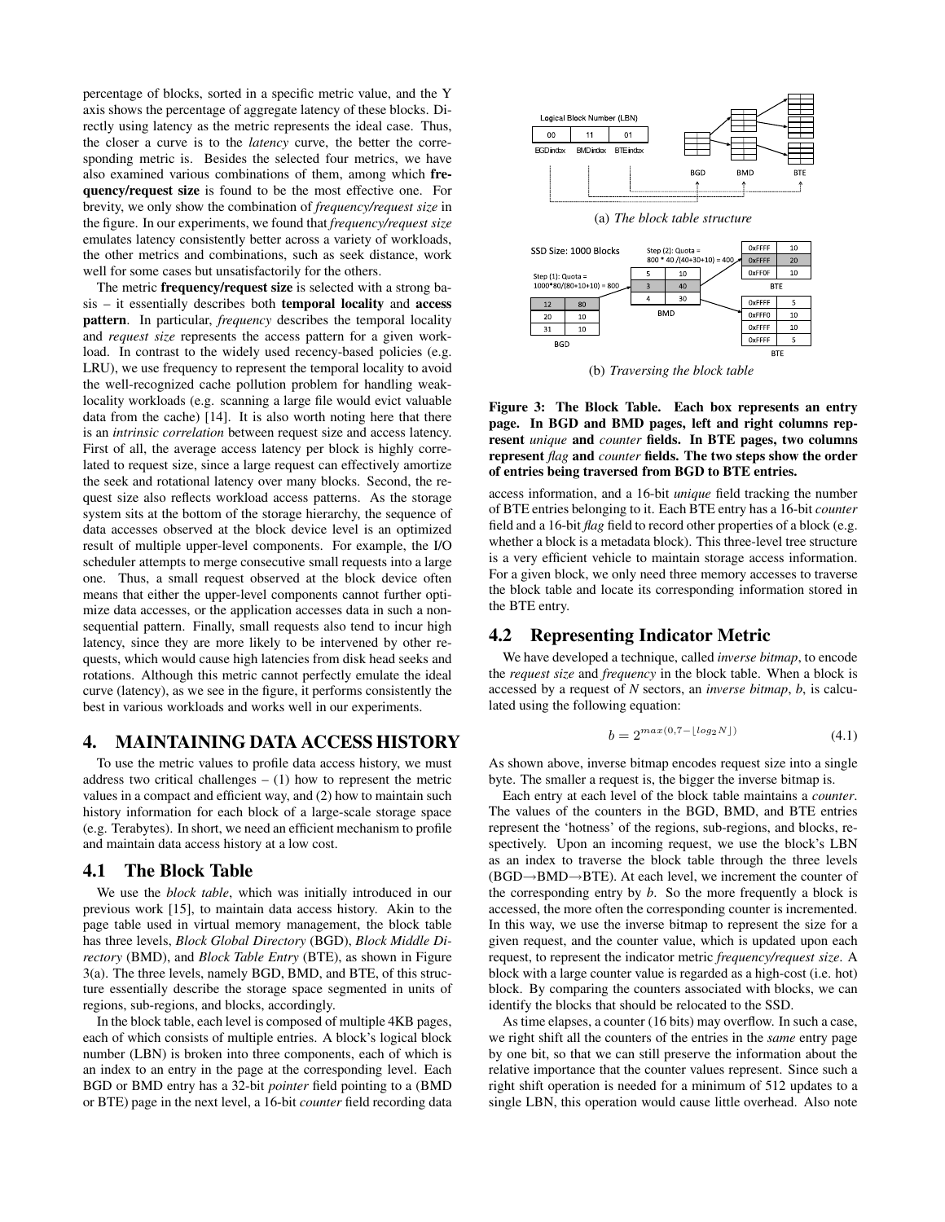percentage of blocks, sorted in a specific metric value, and the Y axis shows the percentage of aggregate latency of these blocks. Directly using latency as the metric represents the ideal case. Thus, the closer a curve is to the *latency* curve, the better the corresponding metric is. Besides the selected four metrics, we have also examined various combinations of them, among which **frequency/request size** is found to be the most effective one. For brevity, we only show the combination of *frequency/request size* in the figure. In our experiments, we found that *frequency/request size* emulates latency consistently better across a variety of workloads, the other metrics and combinations, such as seek distance, work well for some cases but unsatisfactorily for the others.

The metric **frequency/request size** is selected with a strong basis – it essentially describes both **temporal locality** and **access pattern**. In particular, *frequency* describes the temporal locality and *request size* represents the access pattern for a given workload. In contrast to the widely used recency-based policies (e.g. LRU), we use frequency to represent the temporal locality to avoid the well-recognized cache pollution problem for handling weak-locality workloads (e.g. scanning a large file would evict valuable data from the cache) [14]. It is also worth noting here that there is an *intrinsic correlation* between request size and access latency. First of all, the average access latency per block is highly correlated to request size, since a large request can effectively amortize the seek and rotational latency over many blocks. Second, the request size also reflects workload access patterns. As the storage system sits at the bottom of the storage hierarchy, the sequence of data accesses observed at the block device level is an optimized result of multiple upper-level components. For example, the I/O scheduler attempts to merge consecutive small requests into a large one. Thus, a small request observed at the block device often means that either the upper-level components cannot further optimize data accesses, or the application accesses data in such a non-sequential pattern. Finally, small requests also tend to incur high latency, since they are more likely to be intervened by other requests, which would cause high latencies from disk head seeks and rotations. Although this metric cannot perfectly emulate the ideal curve (latency), as we see in the figure, it performs consistently the best in various workloads and works well in our experiments.

# 4. MAINTAINING DATA ACCESS HISTORY

To use the metric values to profile data access history, we must address two critical challenges – (1) how to represent the metric values in a compact and efficient way, and (2) how to maintain such history information for each block of a large-scale storage space (e.g. Terabytes). In short, we need an efficient mechanism to profile and maintain data access history at a low cost.

## 4.1 The Block Table

We use the *block table*, which was initially introduced in our previous work [15], to maintain data access history. Akin to the page table used in virtual memory management, the block table has three levels, *Block Global Directory* (BGD), *Block Middle Directory* (BMD), and *Block Table Entry* (BTE), as shown in Figure 3(a). The three levels, namely BGD, BMD, and BTE, of this structure essentially describe the storage space segmented in units of regions, sub-regions, and blocks, accordingly.

In the block table, each level is composed of multiple 4KB pages, each of which consists of multiple entries. A block's logical block number (LBN) is broken into three components, each of which is an index to an entry in the page at the corresponding level. Each BGD or BMD entry has a 32-bit *pointer* field pointing to a (BMD or BTE) page in the next level, a 16-bit *counter* field recording data access information, and a 16-bit *unique* field tracking the number of BTE entries belonging to it. Each BTE entry has a 16-bit *counter* field and a 16-bit *flag* field to record other properties of a block (e.g. whether a block is a metadata block). This three-level tree structure is a very efficient vehicle to maintain storage access information. For a given block, we only need three memory accesses to traverse the block table and locate its corresponding information stored in the BTE entry.

Logical Block Number (LBN)
00 11 01
BGD index BMD index BTE index
BGD BMD BTE

(a) *The block table structure*

SSD Size: 1000 Blocks
Step (1): Quota = 1000*80/(80+10+10) = 800
Step (2): Quota = 800 * 40 /(40+30+10) = 400

| | |
|---|---|
| 12 | 80 |
| 20 | 10 |
| 31 | 10 |

BGD

| | |
|---|---|
| 5 | 10 |
| 3 | 40 |
| 4 | 30 |

BMD

| | |
|---|---|
| 0xFFFF | 10 |
| 0xFFFF | 20 |
| 0xFF0F | 10 |

BTE

| | |
|---|---|
| 0xFFFF | 5 |
| 0xFFF0 | 10 |
| 0xFFFF | 10 |
| 0xFFFF | 5 |

BTE

(b) *Traversing the block table*

**Figure 3: The Block Table. Each box represents an entry page. In BGD and BMD pages, left and right columns represent *unique* and *counter* fields. In BTE pages, two columns represent *flag* and *counter* fields. The two steps show the order of entries being traversed from BGD to BTE entries.**

## 4.2 Representing Indicator Metric

We have developed a technique, called *inverse bitmap*, to encode the *request size* and *frequency* in the block table. When a block is accessed by a request of *N* sectors, an *inverse bitmap*, *b*, is calculated using the following equation:

$$b = 2^{max(0, 7 - \lfloor log_2 N \rfloor)} \tag{4.1}$$

As shown above, inverse bitmap encodes request size into a single byte. The smaller a request is, the bigger the inverse bitmap is.

Each entry at each level of the block table maintains a *counter*. The values of the counters in the BGD, BMD, and BTE entries represent the 'hotness' of the regions, sub-regions, and blocks, respectively. Upon an incoming request, we use the block's LBN as an index to traverse the block table through the three levels (BGD→BMD→BTE). At each level, we increment the counter of the corresponding entry by *b*. So the more frequently a block is accessed, the more often the corresponding counter is incremented. In this way, we use the inverse bitmap to represent the size for a given request, and the counter value, which is updated upon each request, to represent the indicator metric *frequency/request size*. A block with a large counter value is regarded as a high-cost (i.e. hot) block. By comparing the counters associated with blocks, we can identify the blocks that should be relocated to the SSD.

As time elapses, a counter (16 bits) may overflow. In such a case, we right shift all the counters of the entries in the *same* entry page by one bit, so that we can still preserve the information about the relative importance that the counter values represent. Since such a right shift operation is needed for a minimum of 512 updates to a single LBN, this operation would cause little overhead. Also note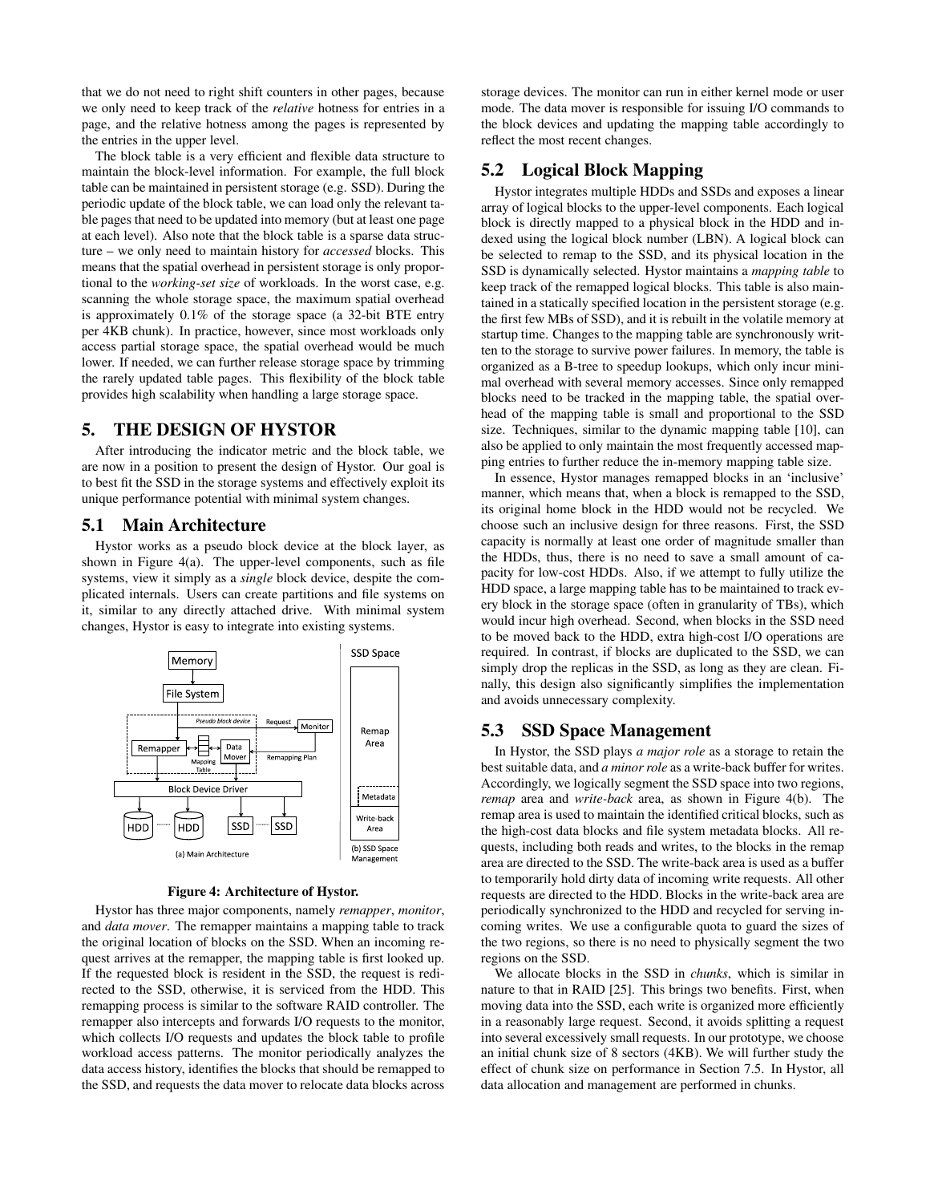that we do not need to right shift counters in other pages, because we only need to keep track of the *relative* hotness for entries in a page, and the relative hotness among the pages is represented by the entries in the upper level.

The block table is a very efficient and flexible data structure to maintain the block-level information. For example, the full block table can be maintained in persistent storage (e.g. SSD). During the periodic update of the block table, we can load only the relevant table pages that need to be updated into memory (but at least one page at each level). Also note that the block table is a sparse data structure – we only need to maintain history for *accessed* blocks. This means that the spatial overhead in persistent storage is only proportional to the *working-set size* of workloads. In the worst case, e.g. scanning the whole storage space, the maximum spatial overhead is approximately 0.1% of the storage space (a 32-bit BTE entry per 4KB chunk). In practice, however, since most workloads only access partial storage space, the spatial overhead would be much lower. If needed, we can further release storage space by trimming the rarely updated table pages. This flexibility of the block table provides high scalability when handling a large storage space.

# 5. THE DESIGN OF HYSTOR

After introducing the indicator metric and the block table, we are now in a position to present the design of Hystor. Our goal is to best fit the SSD in the storage systems and effectively exploit its unique performance potential with minimal system changes.

## 5.1 Main Architecture

Hystor works as a pseudo block device at the block layer, as shown in Figure 4(a). The upper-level components, such as file systems, view it simply as a *single* block device, despite the complicated internals. Users can create partitions and file systems on it, similar to any directly attached drive. With minimal system changes, Hystor is easy to integrate into existing systems.

**Figure 4: Architecture of Hystor.**

Hystor has three major components, namely *remapper*, *monitor*, and *data mover*. The remapper maintains a mapping table to track the original location of blocks on the SSD. When an incoming request arrives at the remapper, the mapping table is first looked up. If the requested block is resident in the SSD, the request is redirected to the SSD, otherwise, it is serviced from the HDD. This remapping process is similar to the software RAID controller. The remapper also intercepts and forwards I/O requests to the monitor, which collects I/O requests and updates the block table to profile workload access patterns. The monitor periodically analyzes the data access history, identifies the blocks that should be remapped to the SSD, and requests the data mover to relocate data blocks across storage devices. The monitor can run in either kernel mode or user mode. The data mover is responsible for issuing I/O commands to the block devices and updating the mapping table accordingly to reflect the most recent changes.

## 5.2 Logical Block Mapping

Hystor integrates multiple HDDs and SSDs and exposes a linear array of logical blocks to the upper-level components. Each logical block is directly mapped to a physical block in the HDD and indexed using the logical block number (LBN). A logical block can be selected to remap to the SSD, and its physical location in the SSD is dynamically selected. Hystor maintains a *mapping table* to keep track of the remapped logical blocks. This table is also maintained in a statically specified location in the persistent storage (e.g. the first few MBs of SSD), and it is rebuilt in the volatile memory at startup time. Changes to the mapping table are synchronously written to the storage to survive power failures. In memory, the table is organized as a B-tree to speedup lookups, which only incur minimal overhead with several memory accesses. Since only remapped blocks need to be tracked in the mapping table, the spatial overhead of the mapping table is small and proportional to the SSD size. Techniques, similar to the dynamic mapping table [10], can also be applied to only maintain the most frequently accessed mapping entries to further reduce the in-memory mapping table size.

In essence, Hystor manages remapped blocks in an 'inclusive' manner, which means that, when a block is remapped to the SSD, its original home block in the HDD would not be recycled. We choose such an inclusive design for three reasons. First, the SSD capacity is normally at least one order of magnitude smaller than the HDDs, thus, there is no need to save a small amount of capacity for low-cost HDDs. Also, if we attempt to fully utilize the HDD space, a large mapping table has to be maintained to track every block in the storage space (often in granularity of TBs), which would incur high overhead. Second, when blocks in the SSD need to be moved back to the HDD, extra high-cost I/O operations are required. In contrast, if blocks are duplicated to the SSD, we can simply drop the replicas in the SSD, as long as they are clean. Finally, this design also significantly simplifies the implementation and avoids unnecessary complexity.

## 5.3 SSD Space Management

In Hystor, the SSD plays *a major role* as a storage to retain the best suitable data, and *a minor role* as a write-back buffer for writes. Accordingly, we logically segment the SSD space into two regions, *remap* area and *write-back* area, as shown in Figure 4(b). The remap area is used to maintain the identified critical blocks, such as the high-cost data blocks and file system metadata blocks. All requests, including both reads and writes, to the blocks in the remap area are directed to the SSD. The write-back area is used as a buffer to temporarily hold dirty data of incoming write requests. All other requests are directed to the HDD. Blocks in the write-back area are periodically synchronized to the HDD and recycled for serving incoming writes. We use a configurable quota to guard the sizes of the two regions, so there is no need to physically segment the two regions on the SSD.

We allocate blocks in the SSD in *chunks*, which is similar in nature to that in RAID [25]. This brings two benefits. First, when moving data into the SSD, each write is organized more efficiently in a reasonably large request. Second, it avoids splitting a request into several excessively small requests. In our prototype, we choose an initial chunk size of 8 sectors (4KB). We will further study the effect of chunk size on performance in Section 7.5. In Hystor, all data allocation and management are performed in chunks.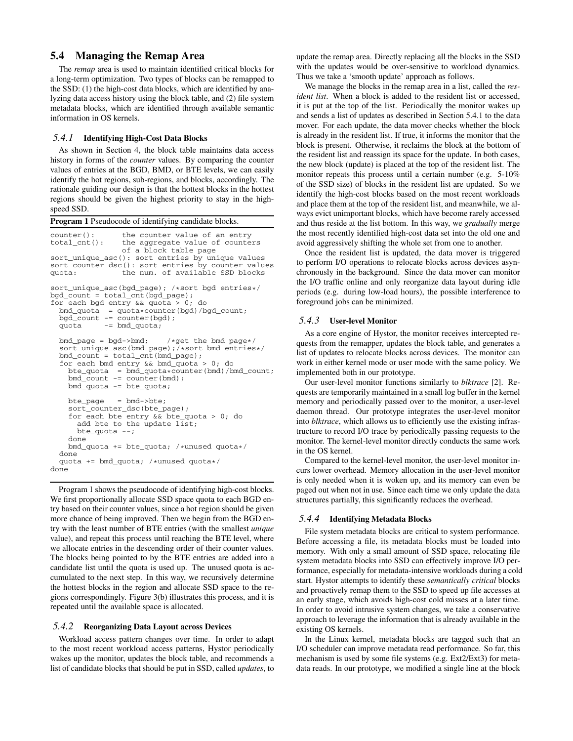## 5.4 Managing the Remap Area

The *remap* area is used to maintain identified critical blocks for a long-term optimization. Two types of blocks can be remapped to the SSD: (1) the high-cost data blocks, which are identified by analyzing data access history using the block table, and (2) file system metadata blocks, which are identified through available semantic information in OS kernels.

### 5.4.1 Identifying High-Cost Data Blocks

As shown in Section 4, the block table maintains data access history in forms of the *counter* values. By comparing the counter values of entries at the BGD, BMD, or BTE levels, we can easily identify the hot regions, sub-regions, and blocks, accordingly. The rationale guiding our design is that the hottest blocks in the hottest regions should be given the highest priority to stay in the high-speed SSD.

**Program 1** Pseudocode of identifying candidate blocks.

```
counter():        the counter value of an entry
total_cnt():      the aggregate value of counters
                  of a block table page
sort_unique_asc(): sort entries by unique values
sort_counter_dsc(): sort entries by counter values
quota:            the num. of available SSD blocks

sort_unique_asc(bgd_page); /*sort bgd entries*/
bgd_count = total_cnt(bgd_page);
for each bgd entry && quota > 0; do
  bmd_quota  = quota*counter(bgd)/bgd_count;
  bgd_count -= counter(bgd);
  quota     -= bmd_quota;

  bmd_page = bgd->bmd;     /*get the bmd page*/
  sort_unique_asc(bmd_page);/*sort bmd entries*/
  bmd_count = total_cnt(bmd_page);
  for each bmd entry && bmd_quota > 0; do
    bte_quota  = bmd_quota*counter(bmd)/bmd_count;
    bmd_count -= counter(bmd);
    bmd_quota -= bte_quota;

    bte_page   = bmd->bte;
    sort_counter_dsc(bte_page);
    for each bte entry && bte_quota > 0; do
      add bte to the update list;
      bte_quota --;
    done
    bmd_quota += bte_quota; /*unused quota*/
  done
  quota += bmd_quota; /*unused quota*/
done
```

Program 1 shows the pseudocode of identifying high-cost blocks. We first proportionally allocate SSD space quota to each BGD entry based on their counter values, since a hot region should be given more chance of being improved. Then we begin from the BGD entry with the least number of BTE entries (with the smallest *unique* value), and repeat this process until reaching the BTE level, where we allocate entries in the descending order of their counter values. The blocks being pointed to by the BTE entries are added into a candidate list until the quota is used up. The unused quota is accumulated to the next step. In this way, we recursively determine the hottest blocks in the region and allocate SSD space to the regions correspondingly. Figure 3(b) illustrates this process, and it is repeated until the available space is allocated.

### 5.4.2 Reorganizing Data Layout across Devices

Workload access pattern changes over time. In order to adapt to the most recent workload access patterns, Hystor periodically wakes up the monitor, updates the block table, and recommends a list of candidate blocks that should be put in SSD, called *updates*, to update the remap area. Directly replacing all the blocks in the SSD with the updates would be over-sensitive to workload dynamics. Thus we take a 'smooth update' approach as follows.

We manage the blocks in the remap area in a list, called the *resident list*. When a block is added to the resident list or accessed, it is put at the top of the list. Periodically the monitor wakes up and sends a list of updates as described in Section 5.4.1 to the data mover. For each update, the data mover checks whether the block is already in the resident list. If true, it informs the monitor that the block is present. Otherwise, it reclaims the block at the bottom of the resident list and reassign its space for the update. In both cases, the new block (update) is placed at the top of the resident list. The monitor repeats this process until a certain number (e.g. 5-10% of the SSD size) of blocks in the resident list are updated. So we identify the high-cost blocks based on the most recent workloads and place them at the top of the resident list, and meanwhile, we always evict unimportant blocks, which have become rarely accessed and thus reside at the list bottom. In this way, we *gradually* merge the most recently identified high-cost data set into the old one and avoid aggressively shifting the whole set from one to another.

Once the resident list is updated, the data mover is triggered to perform I/O operations to relocate blocks across devices asynchronously in the background. Since the data mover can monitor the I/O traffic online and only reorganize data layout during idle periods (e.g. during low-load hours), the possible interference to foreground jobs can be minimized.

### 5.4.3 User-level Monitor

As a core engine of Hystor, the monitor receives intercepted requests from the remapper, updates the block table, and generates a list of updates to relocate blocks across devices. The monitor can work in either kernel mode or user mode with the same policy. We implemented both in our prototype.

Our user-level monitor functions similarly to *blktrace* [2]. Requests are temporarily maintained in a small log buffer in the kernel memory and periodically passed over to the monitor, a user-level daemon thread. Our prototype integrates the user-level monitor into *blktrace*, which allows us to efficiently use the existing infrastructure to record I/O trace by periodically passing requests to the monitor. The kernel-level monitor directly conducts the same work in the OS kernel.

Compared to the kernel-level monitor, the user-level monitor incurs lower overhead. Memory allocation in the user-level monitor is only needed when it is woken up, and its memory can even be paged out when not in use. Since each time we only update the data structures partially, this significantly reduces the overhead.

### 5.4.4 Identifying Metadata Blocks

File system metadata blocks are critical to system performance. Before accessing a file, its metadata blocks must be loaded into memory. With only a small amount of SSD space, relocating file system metadata blocks into SSD can effectively improve I/O performance, especially for metadata-intensive workloads during a cold start. Hystor attempts to identify these *semantically critical* blocks and proactively remap them to the SSD to speed up file accesses at an early stage, which avoids high-cost cold misses at a later time. In order to avoid intrusive system changes, we take a conservative approach to leverage the information that is already available in the existing OS kernels.

In the Linux kernel, metadata blocks are tagged such that an I/O scheduler can improve metadata read performance. So far, this mechanism is used by some file systems (e.g. Ext2/Ext3) for metadata reads. In our prototype, we modified a single line at the block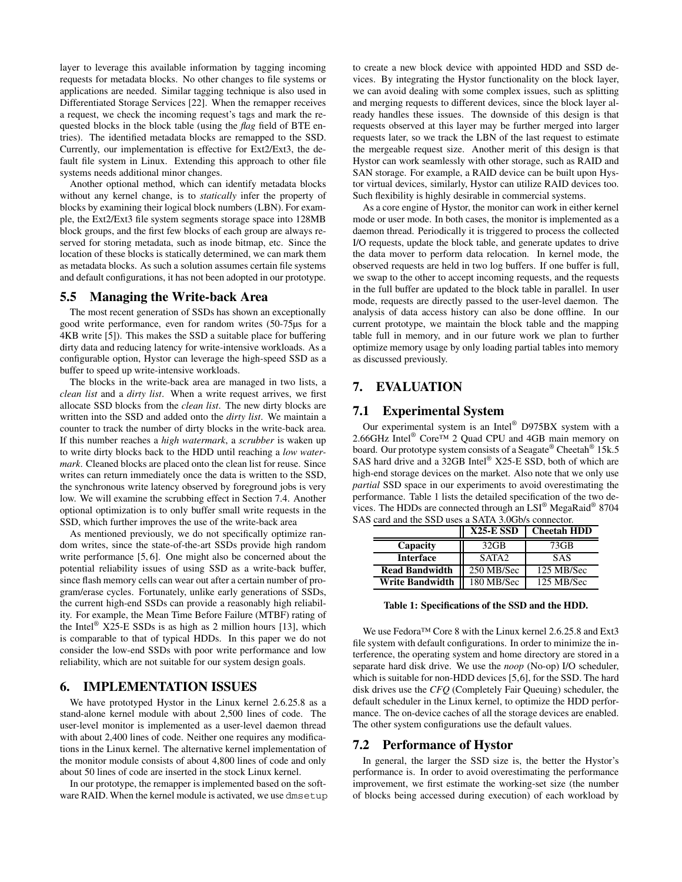layer to leverage this available information by tagging incoming requests for metadata blocks. No other changes to file systems or applications are needed. Similar tagging technique is also used in Differentiated Storage Services [22]. When the remapper receives a request, we check the incoming request's tags and mark the requested blocks in the block table (using the *flag* field of BTE entries). The identified metadata blocks are remapped to the SSD. Currently, our implementation is effective for Ext2/Ext3, the default file system in Linux. Extending this approach to other file systems needs additional minor changes.

Another optional method, which can identify metadata blocks without any kernel change, is to *statically* infer the property of blocks by examining their logical block numbers (LBN). For example, the Ext2/Ext3 file system segments storage space into 128MB block groups, and the first few blocks of each group are always reserved for storing metadata, such as inode bitmap, etc. Since the location of these blocks is statically determined, we can mark them as metadata blocks. As such a solution assumes certain file systems and default configurations, it has not been adopted in our prototype.

### 5.5 Managing the Write-back Area

The most recent generation of SSDs has shown an exceptionally good write performance, even for random writes (50-75µs for a 4KB write [5]). This makes the SSD a suitable place for buffering dirty data and reducing latency for write-intensive workloads. As a configurable option, Hystor can leverage the high-speed SSD as a buffer to speed up write-intensive workloads.

The blocks in the write-back area are managed in two lists, a *clean list* and a *dirty list*. When a write request arrives, we first allocate SSD blocks from the *clean list*. The new dirty blocks are written into the SSD and added onto the *dirty list*. We maintain a counter to track the number of dirty blocks in the write-back area. If this number reaches a *high watermark*, a *scrubber* is waken up to write dirty blocks back to the HDD until reaching a *low watermark*. Cleaned blocks are placed onto the clean list for reuse. Since writes can return immediately once the data is written to the SSD, the synchronous write latency observed by foreground jobs is very low. We will examine the scrubbing effect in Section 7.4. Another optional optimization is to only buffer small write requests in the SSD, which further improves the use of the write-back area

As mentioned previously, we do not specifically optimize random writes, since the state-of-the-art SSDs provide high random write performance [5, 6]. One might also be concerned about the potential reliability issues of using SSD as a write-back buffer, since flash memory cells can wear out after a certain number of program/erase cycles. Fortunately, unlike early generations of SSDs, the current high-end SSDs can provide a reasonably high reliability. For example, the Mean Time Before Failure (MTBF) rating of the Intel® X25-E SSDs is as high as 2 million hours [13], which is comparable to that of typical HDDs. In this paper we do not consider the low-end SSDs with poor write performance and low reliability, which are not suitable for our system design goals.

## 6. IMPLEMENTATION ISSUES

We have prototyped Hystor in the Linux kernel 2.6.25.8 as a stand-alone kernel module with about 2,500 lines of code. The user-level monitor is implemented as a user-level daemon thread with about 2,400 lines of code. Neither one requires any modifications in the Linux kernel. The alternative kernel implementation of the monitor module consists of about 4,800 lines of code and only about 50 lines of code are inserted in the stock Linux kernel.

In our prototype, the remapper is implemented based on the software RAID. When the kernel module is activated, we use `dmsetup` to create a new block device with appointed HDD and SSD devices. By integrating the Hystor functionality on the block layer, we can avoid dealing with some complex issues, such as splitting and merging requests to different devices, since the block layer already handles these issues. The downside of this design is that requests observed at this layer may be further merged into larger requests later, so we track the LBN of the last request to estimate the mergeable request size. Another merit of this design is that Hystor can work seamlessly with other storage, such as RAID and SAN storage. For example, a RAID device can be built upon Hystor virtual devices, similarly, Hystor can utilize RAID devices too. Such flexibility is highly desirable in commercial systems.

As a core engine of Hystor, the monitor can work in either kernel mode or user mode. In both cases, the monitor is implemented as a daemon thread. Periodically it is triggered to process the collected I/O requests, update the block table, and generate updates to drive the data mover to perform data relocation. In kernel mode, the observed requests are held in two log buffers. If one buffer is full, we swap to the other to accept incoming requests, and the requests in the full buffer are updated to the block table in parallel. In user mode, requests are directly passed to the user-level daemon. The analysis of data access history can also be done offline. In our current prototype, we maintain the block table and the mapping table full in memory, and in our future work we plan to further optimize memory usage by only loading partial tables into memory as discussed previously.

## 7. EVALUATION

### 7.1 Experimental System

Our experimental system is an Intel® D975BX system with a 2.66GHz Intel® Core™ 2 Quad CPU and 4GB main memory on board. Our prototype system consists of a Seagate® Cheetah® 15k.5 SAS hard drive and a 32GB Intel® X25-E SSD, both of which are high-end storage devices on the market. Also note that we only use *partial* SSD space in our experiments to avoid overestimating the performance. Table 1 lists the detailed specification of the two devices. The HDDs are connected through an LSI® MegaRaid® 8704 SAS card and the SSD uses a SATA 3.0Gb/s connector.

| | X25-E SSD | Cheetah HDD |
|---|---|---|
| **Capacity** | 32GB | 73GB |
| **Interface** | SATA2 | SAS |
| **Read Bandwidth** | 250 MB/Sec | 125 MB/Sec |
| **Write Bandwidth** | 180 MB/Sec | 125 MB/Sec |

**Table 1: Specifications of the SSD and the HDD.**

We use Fedora™ Core 8 with the Linux kernel 2.6.25.8 and Ext3 file system with default configurations. In order to minimize the interference, the operating system and home directory are stored in a separate hard disk drive. We use the *noop* (No-op) I/O scheduler, which is suitable for non-HDD devices [5,6], for the SSD. The hard disk drives use the *CFQ* (Completely Fair Queuing) scheduler, the default scheduler in the Linux kernel, to optimize the HDD performance. The on-device caches of all the storage devices are enabled. The other system configurations use the default values.

### 7.2 Performance of Hystor

In general, the larger the SSD size is, the better the Hystor's performance is. In order to avoid overestimating the performance improvement, we first estimate the working-set size (the number of blocks being accessed during execution) of each workload by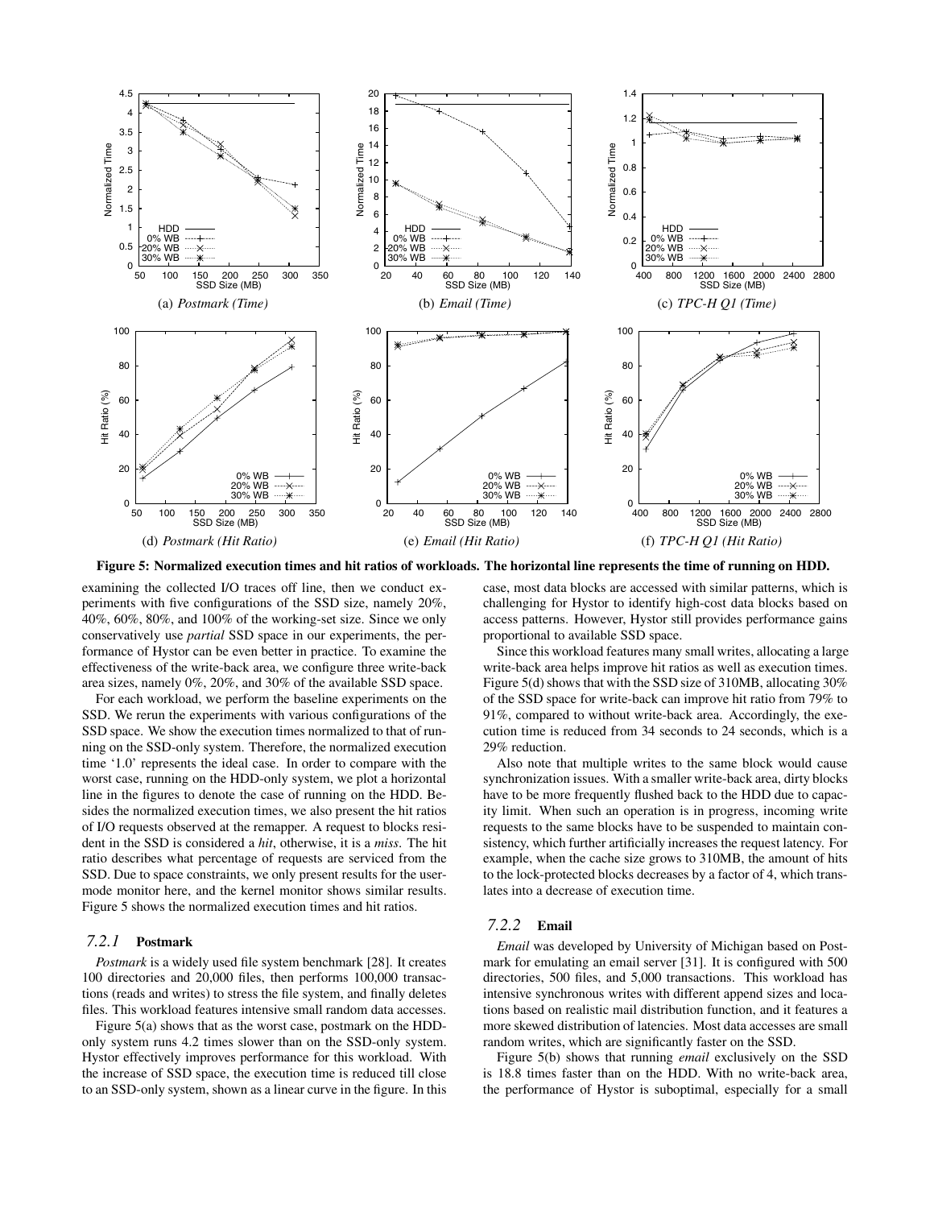(a) *Postmark (Time)*

(b) *Email (Time)*

(c) *TPC-H Q1 (Time)*

(d) *Postmark (Hit Ratio)*

(e) *Email (Hit Ratio)*

(f) *TPC-H Q1 (Hit Ratio)*

**Figure 5: Normalized execution times and hit ratios of workloads. The horizontal line represents the time of running on HDD.**

examining the collected I/O traces off line, then we conduct experiments with five configurations of the SSD size, namely 20%, 40%, 60%, 80%, and 100% of the working-set size. Since we only conservatively use *partial* SSD space in our experiments, the performance of Hystor can be even better in practice. To examine the effectiveness of the write-back area, we configure three write-back area sizes, namely 0%, 20%, and 30% of the available SSD space.

For each workload, we perform the baseline experiments on the SSD. We rerun the experiments with various configurations of the SSD space. We show the execution times normalized to that of running on the SSD-only system. Therefore, the normalized execution time '1.0' represents the ideal case. In order to compare with the worst case, running on the HDD-only system, we plot a horizontal line in the figures to denote the case of running on the HDD. Besides the normalized execution times, we also present the hit ratios of I/O requests observed at the remapper. A request to blocks resident in the SSD is considered a *hit*, otherwise, it is a *miss*. The hit ratio describes what percentage of requests are serviced from the SSD. Due to space constraints, we only present results for the user-mode monitor here, and the kernel monitor shows similar results. Figure 5 shows the normalized execution times and hit ratios.

### 7.2.1 Postmark

*Postmark* is a widely used file system benchmark [28]. It creates 100 directories and 20,000 files, then performs 100,000 transactions (reads and writes) to stress the file system, and finally deletes files. This workload features intensive small random data accesses.

Figure 5(a) shows that as the worst case, postmark on the HDD-only system runs 4.2 times slower than on the SSD-only system. Hystor effectively improves performance for this workload. With the increase of SSD space, the execution time is reduced till close to an SSD-only system, shown as a linear curve in the figure. In this case, most data blocks are accessed with similar patterns, which is challenging for Hystor to identify high-cost data blocks based on access patterns. However, Hystor still provides performance gains proportional to available SSD space.

Since this workload features many small writes, allocating a large write-back area helps improve hit ratios as well as execution times. Figure 5(d) shows that with the SSD size of 310MB, allocating 30% of the SSD space for write-back can improve hit ratio from 79% to 91%, compared to without write-back area. Accordingly, the execution time is reduced from 34 seconds to 24 seconds, which is a 29% reduction.

Also note that multiple writes to the same block would cause synchronization issues. With a smaller write-back area, dirty blocks have to be more frequently flushed back to the HDD due to capacity limit. When such an operation is in progress, incoming write requests to the same blocks have to be suspended to maintain consistency, which further artificially increases the request latency. For example, when the cache size grows to 310MB, the amount of hits to the lock-protected blocks decreases by a factor of 4, which translates into a decrease of execution time.

### 7.2.2 Email

*Email* was developed by University of Michigan based on Postmark for emulating an email server [31]. It is configured with 500 directories, 500 files, and 5,000 transactions. This workload has intensive synchronous writes with different append sizes and locations based on realistic mail distribution function, and it features a more skewed distribution of latencies. Most data accesses are small random writes, which are significantly faster on the SSD.

Figure 5(b) shows that running *email* exclusively on the SSD is 18.8 times faster than on the HDD. With no write-back area, the performance of Hystor is suboptimal, especially for a small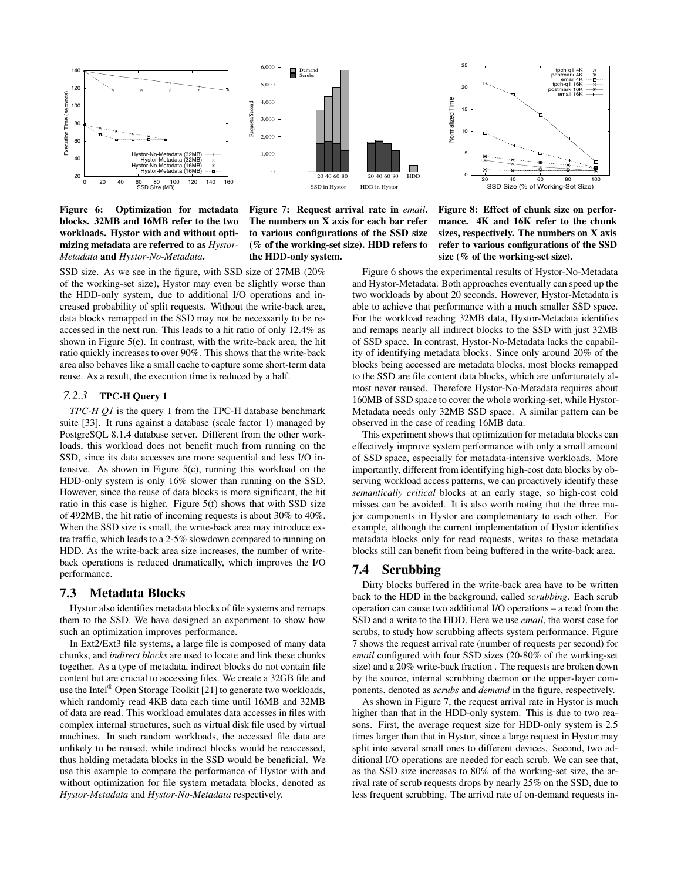**Figure 6: Optimization for metadata blocks. 32MB and 16MB refer to the two workloads. Hystor with and without optimizing metadata are referred to as *Hystor-Metadata* and *Hystor-No-Metadata*.**

**Figure 7: Request arrival rate in *email*. The numbers on X axis for each bar refer to various configurations of the SSD size (% of the working-set size). HDD refers to the HDD-only system.**

**Figure 8: Effect of chunk size on performance. 4K and 16K refer to the chunk sizes, respectively. The numbers on X axis refer to various configurations of the SSD size (% of the working-set size).**

SSD size. As we see in the figure, with SSD size of 27MB (20% of the working-set size), Hystor may even be slightly worse than the HDD-only system, due to additional I/O operations and increased probability of split requests. Without the write-back area, data blocks remapped in the SSD may not be necessarily to be reaccessed in the next run. This leads to a hit ratio of only 12.4% as shown in Figure 5(e). In contrast, with the write-back area, the hit ratio quickly increases to over 90%. This shows that the write-back area also behaves like a small cache to capture some short-term data reuse. As a result, the execution time is reduced by a half.

### 7.2.3 TPC-H Query 1

*TPC-H Q1* is the query 1 from the TPC-H database benchmark suite [33]. It runs against a database (scale factor 1) managed by PostgreSQL 8.1.4 database server. Different from the other workloads, this workload does not benefit much from running on the SSD, since its data accesses are more sequential and less I/O intensive. As shown in Figure 5(c), running this workload on the HDD-only system is only 16% slower than running on the SSD. However, since the reuse of data blocks is more significant, the hit ratio in this case is higher. Figure 5(f) shows that with SSD size of 492MB, the hit ratio of incoming requests is about 30% to 40%. When the SSD size is small, the write-back area may introduce extra traffic, which leads to a 2-5% slowdown compared to running on HDD. As the write-back area size increases, the number of write-back operations is reduced dramatically, which improves the I/O performance.

## 7.3 Metadata Blocks

Hystor also identifies metadata blocks of file systems and remaps them to the SSD. We have designed an experiment to show how such an optimization improves performance.

In Ext2/Ext3 file systems, a large file is composed of many data chunks, and *indirect blocks* are used to locate and link these chunks together. As a type of metadata, indirect blocks do not contain file content but are crucial to accessing files. We create a 32GB file and use the Intel® Open Storage Toolkit [21] to generate two workloads, which randomly read 4KB data each time until 16MB and 32MB of data are read. This workload emulates data accesses in files with complex internal structures, such as virtual disk file used by virtual machines. In such random workloads, the accessed file data are unlikely to be reused, while indirect blocks would be reaccessed, thus holding metadata blocks in the SSD would be beneficial. We use this example to compare the performance of Hystor with and without optimization for file system metadata blocks, denoted as *Hystor-Metadata* and *Hystor-No-Metadata* respectively.

Figure 6 shows the experimental results of Hystor-No-Metadata and Hystor-Metadata. Both approaches eventually can speed up the two workloads by about 20 seconds. However, Hystor-Metadata is able to achieve that performance with a much smaller SSD space. For the workload reading 32MB data, Hystor-Metadata identifies and remaps nearly all indirect blocks to the SSD with just 32MB of SSD space. In contrast, Hystor-No-Metadata lacks the capability of identifying metadata blocks. Since only around 20% of the blocks being accessed are metadata blocks, most blocks remapped to the SSD are file content data blocks, which are unfortunately almost never reused. Therefore Hystor-No-Metadata requires about 160MB of SSD space to cover the whole working-set, while Hystor-Metadata needs only 32MB SSD space. A similar pattern can be observed in the case of reading 16MB data.

This experiment shows that optimization for metadata blocks can effectively improve system performance with only a small amount of SSD space, especially for metadata-intensive workloads. More importantly, different from identifying high-cost data blocks by observing workload access patterns, we can proactively identify these *semantically critical* blocks at an early stage, so high-cost cold misses can be avoided. It is also worth noting that the three major components in Hystor are complementary to each other. For example, although the current implementation of Hystor identifies metadata blocks only for read requests, writes to these metadata blocks still can benefit from being buffered in the write-back area.

## 7.4 Scrubbing

Dirty blocks buffered in the write-back area have to be written back to the HDD in the background, called *scrubbing*. Each scrub operation can cause two additional I/O operations – a read from the SSD and a write to the HDD. Here we use *email*, the worst case for scrubs, to study how scrubbing affects system performance. Figure 7 shows the request arrival rate (number of requests per second) for *email* configured with four SSD sizes (20-80% of the working-set size) and a 20% write-back fraction . The requests are broken down by the source, internal scrubbing daemon or the upper-layer components, denoted as *scrubs* and *demand* in the figure, respectively.

As shown in Figure 7, the request arrival rate in Hystor is much higher than that in the HDD-only system. This is due to two reasons. First, the average request size for HDD-only system is 2.5 times larger than that in Hystor, since a large request in Hystor may split into several small ones to different devices. Second, two additional I/O operations are needed for each scrub. We can see that, as the SSD size increases to 80% of the working-set size, the arrival rate of scrub requests drops by nearly 25% on the SSD, due to less frequent scrubbing. The arrival rate of on-demand requests in-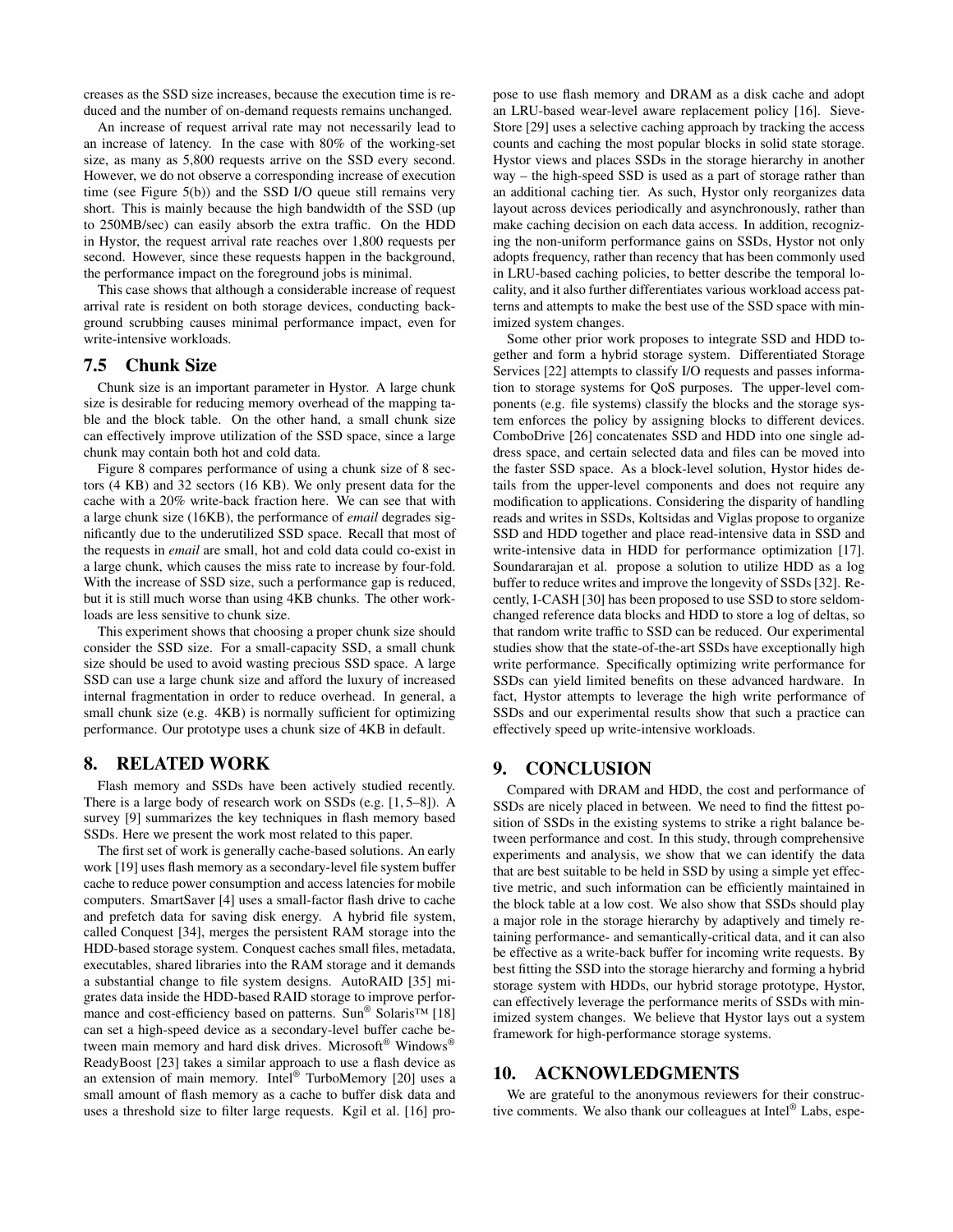creases as the SSD size increases, because the execution time is reduced and the number of on-demand requests remains unchanged.

An increase of request arrival rate may not necessarily lead to an increase of latency. In the case with 80% of the working-set size, as many as 5,800 requests arrive on the SSD every second. However, we do not observe a corresponding increase of execution time (see Figure 5(b)) and the SSD I/O queue still remains very short. This is mainly because the high bandwidth of the SSD (up to 250MB/sec) can easily absorb the extra traffic. On the HDD in Hystor, the request arrival rate reaches over 1,800 requests per second. However, since these requests happen in the background, the performance impact on the foreground jobs is minimal.

This case shows that although a considerable increase of request arrival rate is resident on both storage devices, conducting background scrubbing causes minimal performance impact, even for write-intensive workloads.

### 7.5 Chunk Size

Chunk size is an important parameter in Hystor. A large chunk size is desirable for reducing memory overhead of the mapping table and the block table. On the other hand, a small chunk size can effectively improve utilization of the SSD space, since a large chunk may contain both hot and cold data.

Figure 8 compares performance of using a chunk size of 8 sectors (4 KB) and 32 sectors (16 KB). We only present data for the cache with a 20% write-back fraction here. We can see that with a large chunk size (16KB), the performance of *email* degrades significantly due to the underutilized SSD space. Recall that most of the requests in *email* are small, hot and cold data could co-exist in a large chunk, which causes the miss rate to increase by four-fold. With the increase of SSD size, such a performance gap is reduced, but it is still much worse than using 4KB chunks. The other workloads are less sensitive to chunk size.

This experiment shows that choosing a proper chunk size should consider the SSD size. For a small-capacity SSD, a small chunk size should be used to avoid wasting precious SSD space. A large SSD can use a large chunk size and afford the luxury of increased internal fragmentation in order to reduce overhead. In general, a small chunk size (e.g. 4KB) is normally sufficient for optimizing performance. Our prototype uses a chunk size of 4KB in default.

## 8. RELATED WORK

Flash memory and SSDs have been actively studied recently. There is a large body of research work on SSDs (e.g. [1, 5–8]). A survey [9] summarizes the key techniques in flash memory based SSDs. Here we present the work most related to this paper.

The first set of work is generally cache-based solutions. An early work [19] uses flash memory as a secondary-level file system buffer cache to reduce power consumption and access latencies for mobile computers. SmartSaver [4] uses a small-factor flash drive to cache and prefetch data for saving disk energy. A hybrid file system, called Conquest [34], merges the persistent RAM storage into the HDD-based storage system. Conquest caches small files, metadata, executables, shared libraries into the RAM storage and it demands a substantial change to file system designs. AutoRAID [35] migrates data inside the HDD-based RAID storage to improve performance and cost-efficiency based on patterns. Sun® Solaris™ [18] can set a high-speed device as a secondary-level buffer cache between main memory and hard disk drives. Microsoft® Windows® ReadyBoost [23] takes a similar approach to use a flash device as an extension of main memory. Intel® TurboMemory [20] uses a small amount of flash memory as a cache to buffer disk data and uses a threshold size to filter large requests. Kgil et al. [16] propose to use flash memory and DRAM as a disk cache and adopt an LRU-based wear-level aware replacement policy [16]. SieveStore [29] uses a selective caching approach by tracking the access counts and caching the most popular blocks in solid state storage. Hystor views and places SSDs in the storage hierarchy in another way – the high-speed SSD is used as a part of storage rather than an additional caching tier. As such, Hystor only reorganizes data layout across devices periodically and asynchronously, rather than make caching decision on each data access. In addition, recognizing the non-uniform performance gains on SSDs, Hystor not only adopts frequency, rather than recency that has been commonly used in LRU-based caching policies, to better describe the temporal locality, and it also further differentiates various workload access patterns and attempts to make the best use of the SSD space with minimized system changes.

Some other prior work proposes to integrate SSD and HDD together and form a hybrid storage system. Differentiated Storage Services [22] attempts to classify I/O requests and passes information to storage systems for QoS purposes. The upper-level components (e.g. file systems) classify the blocks and the storage system enforces the policy by assigning blocks to different devices. ComboDrive [26] concatenates SSD and HDD into one single address space, and certain selected data and files can be moved into the faster SSD space. As a block-level solution, Hystor hides details from the upper-level components and does not require any modification to applications. Considering the disparity of handling reads and writes in SSDs, Koltsidas and Viglas propose to organize SSD and HDD together and place read-intensive data in SSD and write-intensive data in HDD for performance optimization [17]. Soundararajan et al. propose a solution to utilize HDD as a log buffer to reduce writes and improve the longevity of SSDs [32]. Recently, I-CASH [30] has been proposed to use SSD to store seldom-changed reference data blocks and HDD to store a log of deltas, so that random write traffic to SSD can be reduced. Our experimental studies show that the state-of-the-art SSDs have exceptionally high write performance. Specifically optimizing write performance for SSDs can yield limited benefits on these advanced hardware. In fact, Hystor attempts to leverage the high write performance of SSDs and our experimental results show that such a practice can effectively speed up write-intensive workloads.

## 9. CONCLUSION

Compared with DRAM and HDD, the cost and performance of SSDs are nicely placed in between. We need to find the fittest position of SSDs in the existing systems to strike a right balance between performance and cost. In this study, through comprehensive experiments and analysis, we show that we can identify the data that are best suitable to be held in SSD by using a simple yet effective metric, and such information can be efficiently maintained in the block table at a low cost. We also show that SSDs should play a major role in the storage hierarchy by adaptively and timely retaining performance- and semantically-critical data, and it can also be effective as a write-back buffer for incoming write requests. By best fitting the SSD into the storage hierarchy and forming a hybrid storage system with HDDs, our hybrid storage prototype, Hystor, can effectively leverage the performance merits of SSDs with minimized system changes. We believe that Hystor lays out a system framework for high-performance storage systems.

## 10. ACKNOWLEDGMENTS

We are grateful to the anonymous reviewers for their constructive comments. We also thank our colleagues at Intel® Labs, espe-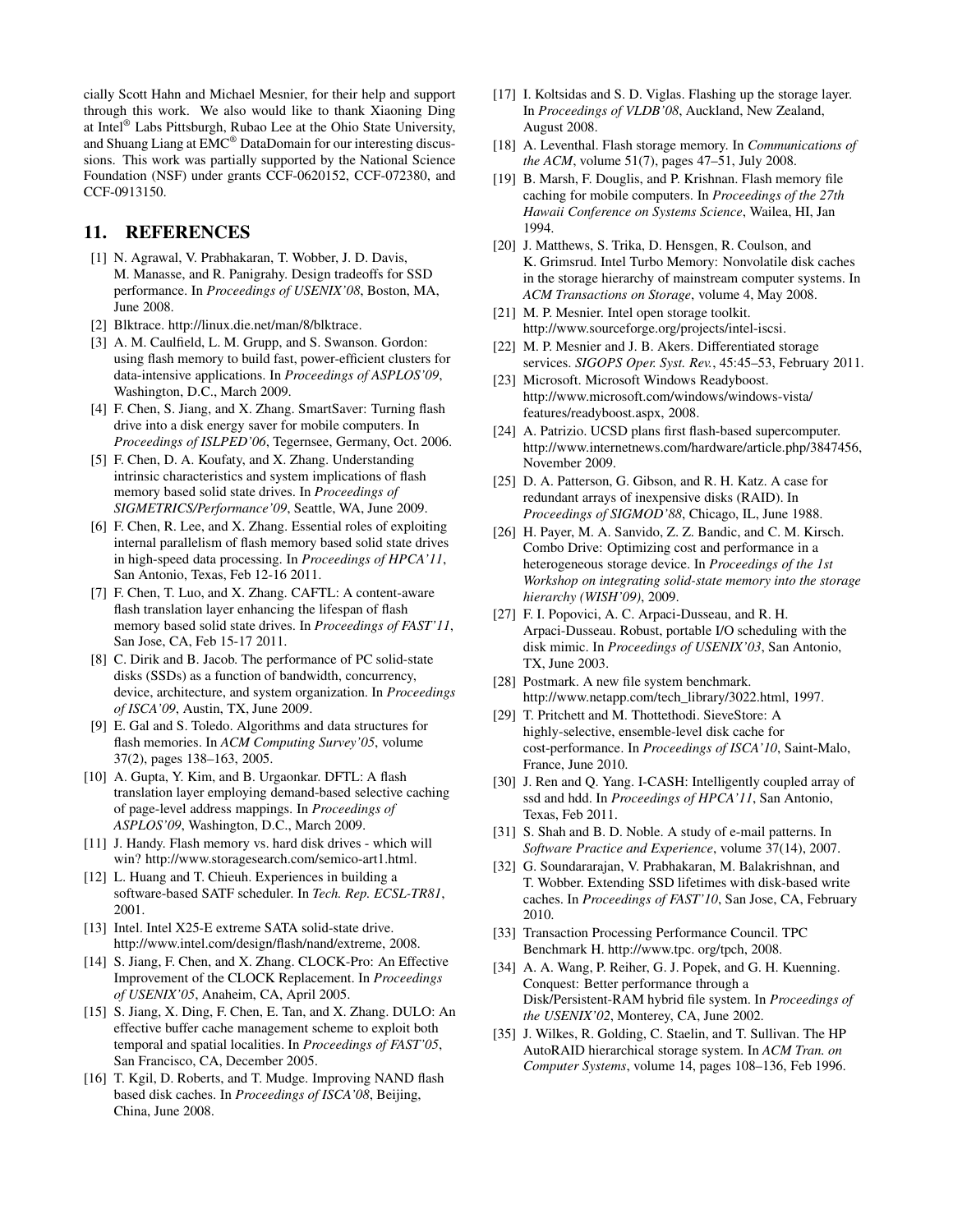cially Scott Hahn and Michael Mesnier, for their help and support through this work. We also would like to thank Xiaoning Ding at Intel® Labs Pittsburgh, Rubao Lee at the Ohio State University, and Shuang Liang at EMC® DataDomain for our interesting discussions. This work was partially supported by the National Science Foundation (NSF) under grants CCF-0620152, CCF-072380, and CCF-0913150.

## 11. REFERENCES

[1] N. Agrawal, V. Prabhakaran, T. Wobber, J. D. Davis, M. Manasse, and R. Panigrahy. Design tradeoffs for SSD performance. In *Proceedings of USENIX'08*, Boston, MA, June 2008.

[2] Blktrace. http://linux.die.net/man/8/blktrace.

[3] A. M. Caulfield, L. M. Grupp, and S. Swanson. Gordon: using flash memory to build fast, power-efficient clusters for data-intensive applications. In *Proceedings of ASPLOS'09*, Washington, D.C., March 2009.

[4] F. Chen, S. Jiang, and X. Zhang. SmartSaver: Turning flash drive into a disk energy saver for mobile computers. In *Proceedings of ISLPED'06*, Tegernsee, Germany, Oct. 2006.

[5] F. Chen, D. A. Koufaty, and X. Zhang. Understanding intrinsic characteristics and system implications of flash memory based solid state drives. In *Proceedings of SIGMETRICS/Performance'09*, Seattle, WA, June 2009.

[6] F. Chen, R. Lee, and X. Zhang. Essential roles of exploiting internal parallelism of flash memory based solid state drives in high-speed data processing. In *Proceedings of HPCA'11*, San Antonio, Texas, Feb 12-16 2011.

[7] F. Chen, T. Luo, and X. Zhang. CAFTL: A content-aware flash translation layer enhancing the lifespan of flash memory based solid state drives. In *Proceedings of FAST'11*, San Jose, CA, Feb 15-17 2011.

[8] C. Dirik and B. Jacob. The performance of PC solid-state disks (SSDs) as a function of bandwidth, concurrency, device, architecture, and system organization. In *Proceedings of ISCA'09*, Austin, TX, June 2009.

[9] E. Gal and S. Toledo. Algorithms and data structures for flash memories. In *ACM Computing Survey'05*, volume 37(2), pages 138–163, 2005.

[10] A. Gupta, Y. Kim, and B. Urgaonkar. DFTL: A flash translation layer employing demand-based selective caching of page-level address mappings. In *Proceedings of ASPLOS'09*, Washington, D.C., March 2009.

[11] J. Handy. Flash memory vs. hard disk drives - which will win? http://www.storagesearch.com/semico-art1.html.

[12] L. Huang and T. Chieuh. Experiences in building a software-based SATF scheduler. In *Tech. Rep. ECSL-TR81*, 2001.

[13] Intel. Intel X25-E extreme SATA solid-state drive. http://www.intel.com/design/flash/nand/extreme, 2008.

[14] S. Jiang, F. Chen, and X. Zhang. CLOCK-Pro: An Effective Improvement of the CLOCK Replacement. In *Proceedings of USENIX'05*, Anaheim, CA, April 2005.

[15] S. Jiang, X. Ding, F. Chen, E. Tan, and X. Zhang. DULO: An effective buffer cache management scheme to exploit both temporal and spatial localities. In *Proceedings of FAST'05*, San Francisco, CA, December 2005.

[16] T. Kgil, D. Roberts, and T. Mudge. Improving NAND flash based disk caches. In *Proceedings of ISCA'08*, Beijing, China, June 2008.

[17] I. Koltsidas and S. D. Viglas. Flashing up the storage layer. In *Proceedings of VLDB'08*, Auckland, New Zealand, August 2008.

[18] A. Leventhal. Flash storage memory. In *Communications of the ACM*, volume 51(7), pages 47–51, July 2008.

[19] B. Marsh, F. Douglis, and P. Krishnan. Flash memory file caching for mobile computers. In *Proceedings of the 27th Hawaii Conference on Systems Science*, Wailea, HI, Jan 1994.

[20] J. Matthews, S. Trika, D. Hensgen, R. Coulson, and K. Grimsrud. Intel Turbo Memory: Nonvolatile disk caches in the storage hierarchy of mainstream computer systems. In *ACM Transactions on Storage*, volume 4, May 2008.

[21] M. P. Mesnier. Intel open storage toolkit. http://www.sourceforge.org/projects/intel-iscsi.

[22] M. P. Mesnier and J. B. Akers. Differentiated storage services. *SIGOPS Oper. Syst. Rev.*, 45:45–53, February 2011.

[23] Microsoft. Microsoft Windows Readyboost. http://www.microsoft.com/windows/windows-vista/features/readyboost.aspx, 2008.

[24] A. Patrizio. UCSD plans first flash-based supercomputer. http://www.internetnews.com/hardware/article.php/3847456, November 2009.

[25] D. A. Patterson, G. Gibson, and R. H. Katz. A case for redundant arrays of inexpensive disks (RAID). In *Proceedings of SIGMOD'88*, Chicago, IL, June 1988.

[26] H. Payer, M. A. Sanvido, Z. Z. Bandic, and C. M. Kirsch. Combo Drive: Optimizing cost and performance in a heterogeneous storage device. In *Proceedings of the 1st Workshop on integrating solid-state memory into the storage hierarchy (WISH'09)*, 2009.

[27] F. I. Popovici, A. C. Arpaci-Dusseau, and R. H. Arpaci-Dusseau. Robust, portable I/O scheduling with the disk mimic. In *Proceedings of USENIX'03*, San Antonio, TX, June 2003.

[28] Postmark. A new file system benchmark. http://www.netapp.com/tech_library/3022.html, 1997.

[29] T. Pritchett and M. Thottethodi. SieveStore: A highly-selective, ensemble-level disk cache for cost-performance. In *Proceedings of ISCA'10*, Saint-Malo, France, June 2010.

[30] J. Ren and Q. Yang. I-CASH: Intelligently coupled array of ssd and hdd. In *Proceedings of HPCA'11*, San Antonio, Texas, Feb 2011.

[31] S. Shah and B. D. Noble. A study of e-mail patterns. In *Software Practice and Experience*, volume 37(14), 2007.

[32] G. Soundararajan, V. Prabhakaran, M. Balakrishnan, and T. Wobber. Extending SSD lifetimes with disk-based write caches. In *Proceedings of FAST'10*, San Jose, CA, February 2010.

[33] Transaction Processing Performance Council. TPC Benchmark H. http://www.tpc. org/tpch, 2008.

[34] A. A. Wang, P. Reiher, G. J. Popek, and G. H. Kuenning. Conquest: Better performance through a Disk/Persistent-RAM hybrid file system. In *Proceedings of the USENIX'02*, Monterey, CA, June 2002.

[35] J. Wilkes, R. Golding, C. Staelin, and T. Sullivan. The HP AutoRAID hierarchical storage system. In *ACM Tran. on Computer Systems*, volume 14, pages 108–136, Feb 1996.